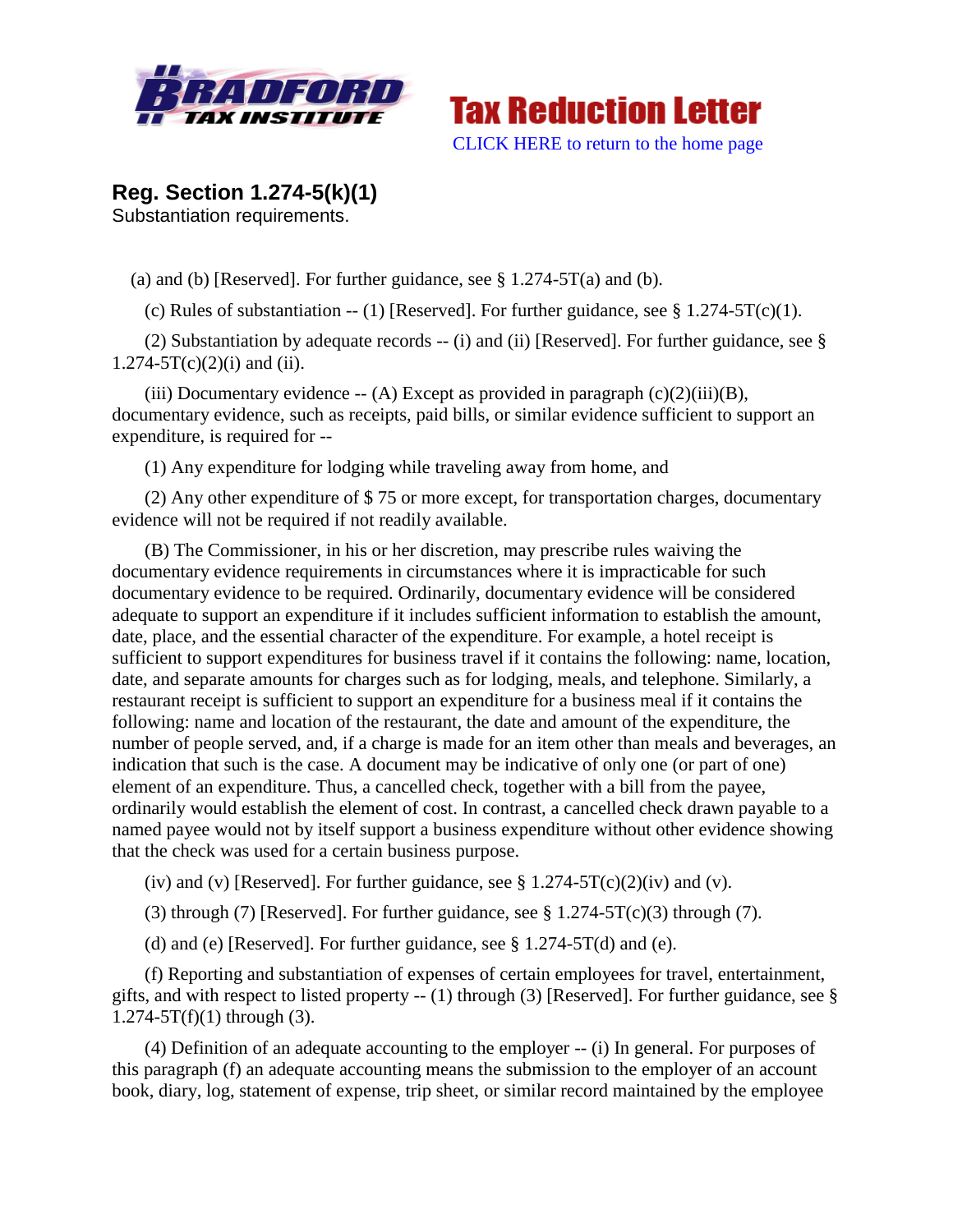Tax Reduction Letter

CLICK HERE to return to the home page

## Reg. Section 1.274-5(k)(1)

Substantiation requirements.

(a) and (b) [Reserved]. For further guidance, see § 1.274-5T(a) and (b).

(c) Rules of substantiation -- (1) [Reserved]. For further guidance, see § 1.274-5T(c)(1).

(2) Substantiation by adequate records -- (i) and (ii) [Reserved]. For further guidance, see § 1.274-5T(c)(2)(i) and (ii).

(iii) Documentary evidence -- (A) Except as provided in paragraph (c)(2)(iii)(B), documentary evidence, such as receipts, paid bills, or similar evidence sufficient to support an expenditure, is required for --

(1) Any expenditure for lodging while traveling away from home, and

(2) Any other expenditure of $ 75 or more except, for transportation charges, documentary evidence will not be required if not readily available.

(B) The Commissioner, in his or her discretion, may prescribe rules waiving the documentary evidence requirements in circumstances where it is impracticable for such documentary evidence to be required. Ordinarily, documentary evidence will be considered adequate to support an expenditure if it includes sufficient information to establish the amount, date, place, and the essential character of the expenditure. For example, a hotel receipt is sufficient to support expenditures for business travel if it contains the following: name, location, date, and separate amounts for charges such as for lodging, meals, and telephone. Similarly, a restaurant receipt is sufficient to support an expenditure for a business meal if it contains the following: name and location of the restaurant, the date and amount of the expenditure, the number of people served, and, if a charge is made for an item other than meals and beverages, an indication that such is the case. A document may be indicative of only one (or part of one) element of an expenditure. Thus, a cancelled check, together with a bill from the payee, ordinarily would establish the element of cost. In contrast, a cancelled check drawn payable to a named payee would not by itself support a business expenditure without other evidence showing that the check was used for a certain business purpose.

(iv) and (v) [Reserved]. For further guidance, see § 1.274-5T(c)(2)(iv) and (v).

(3) through (7) [Reserved]. For further guidance, see § 1.274-5T(c)(3) through (7).

(d) and (e) [Reserved]. For further guidance, see § 1.274-5T(d) and (e).

(f) Reporting and substantiation of expenses of certain employees for travel, entertainment, gifts, and with respect to listed property -- (1) through (3) [Reserved]. For further guidance, see § 1.274-5T(f)(1) through (3).

(4) Definition of an adequate accounting to the employer -- (i) In general. For purposes of this paragraph (f) an adequate accounting means the submission to the employer of an account book, diary, log, statement of expense, trip sheet, or similar record maintained by the employee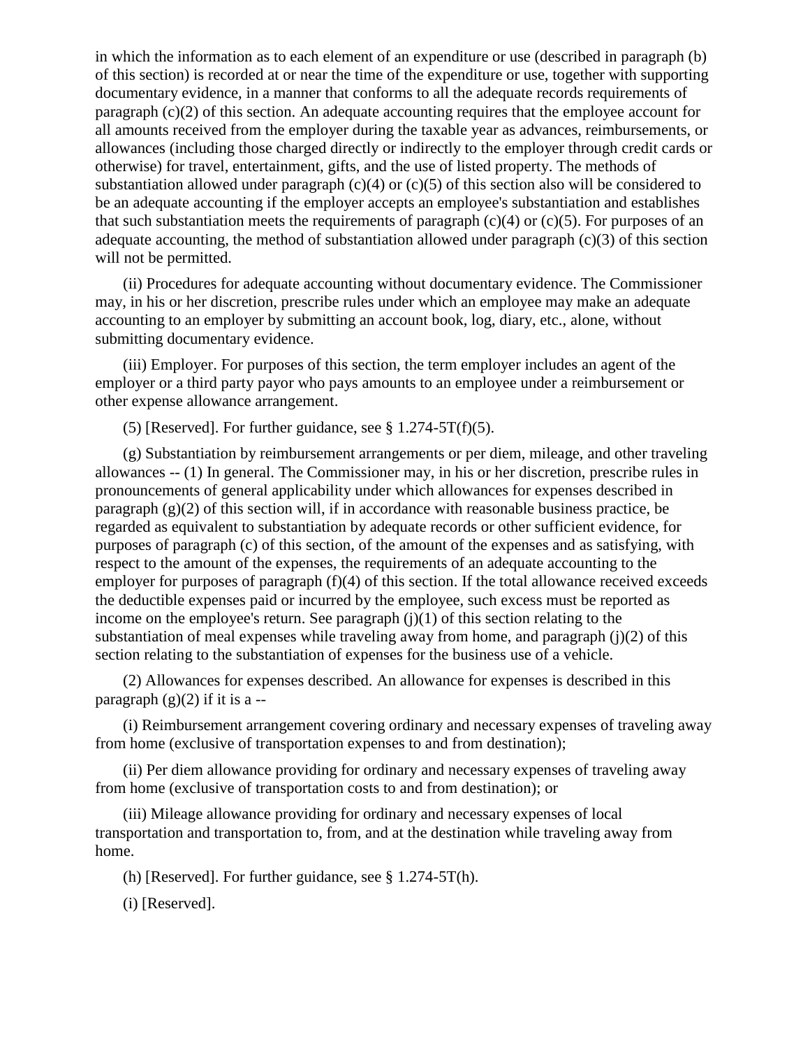in which the information as to each element of an expenditure or use (described in paragraph (b) of this section) is recorded at or near the time of the expenditure or use, together with supporting documentary evidence, in a manner that conforms to all the adequate records requirements of paragraph (c)(2) of this section. An adequate accounting requires that the employee account for all amounts received from the employer during the taxable year as advances, reimbursements, or allowances (including those charged directly or indirectly to the employer through credit cards or otherwise) for travel, entertainment, gifts, and the use of listed property. The methods of substantiation allowed under paragraph (c)(4) or (c)(5) of this section also will be considered to be an adequate accounting if the employer accepts an employee's substantiation and establishes that such substantiation meets the requirements of paragraph (c)(4) or (c)(5). For purposes of an adequate accounting, the method of substantiation allowed under paragraph (c)(3) of this section will not be permitted.

(ii) Procedures for adequate accounting without documentary evidence. The Commissioner may, in his or her discretion, prescribe rules under which an employee may make an adequate accounting to an employer by submitting an account book, log, diary, etc., alone, without submitting documentary evidence.

(iii) Employer. For purposes of this section, the term employer includes an agent of the employer or a third party payor who pays amounts to an employee under a reimbursement or other expense allowance arrangement.

(5) [Reserved]. For further guidance, see § 1.274-5T(f)(5).

(g) Substantiation by reimbursement arrangements or per diem, mileage, and other traveling allowances -- (1) In general. The Commissioner may, in his or her discretion, prescribe rules in pronouncements of general applicability under which allowances for expenses described in paragraph (g)(2) of this section will, if in accordance with reasonable business practice, be regarded as equivalent to substantiation by adequate records or other sufficient evidence, for purposes of paragraph (c) of this section, of the amount of the expenses and as satisfying, with respect to the amount of the expenses, the requirements of an adequate accounting to the employer for purposes of paragraph (f)(4) of this section. If the total allowance received exceeds the deductible expenses paid or incurred by the employee, such excess must be reported as income on the employee's return. See paragraph (j)(1) of this section relating to the substantiation of meal expenses while traveling away from home, and paragraph (j)(2) of this section relating to the substantiation of expenses for the business use of a vehicle.

(2) Allowances for expenses described. An allowance for expenses is described in this paragraph (g)(2) if it is a --

(i) Reimbursement arrangement covering ordinary and necessary expenses of traveling away from home (exclusive of transportation expenses to and from destination);

(ii) Per diem allowance providing for ordinary and necessary expenses of traveling away from home (exclusive of transportation costs to and from destination); or

(iii) Mileage allowance providing for ordinary and necessary expenses of local transportation and transportation to, from, and at the destination while traveling away from home.

(h) [Reserved]. For further guidance, see § 1.274-5T(h).

(i) [Reserved].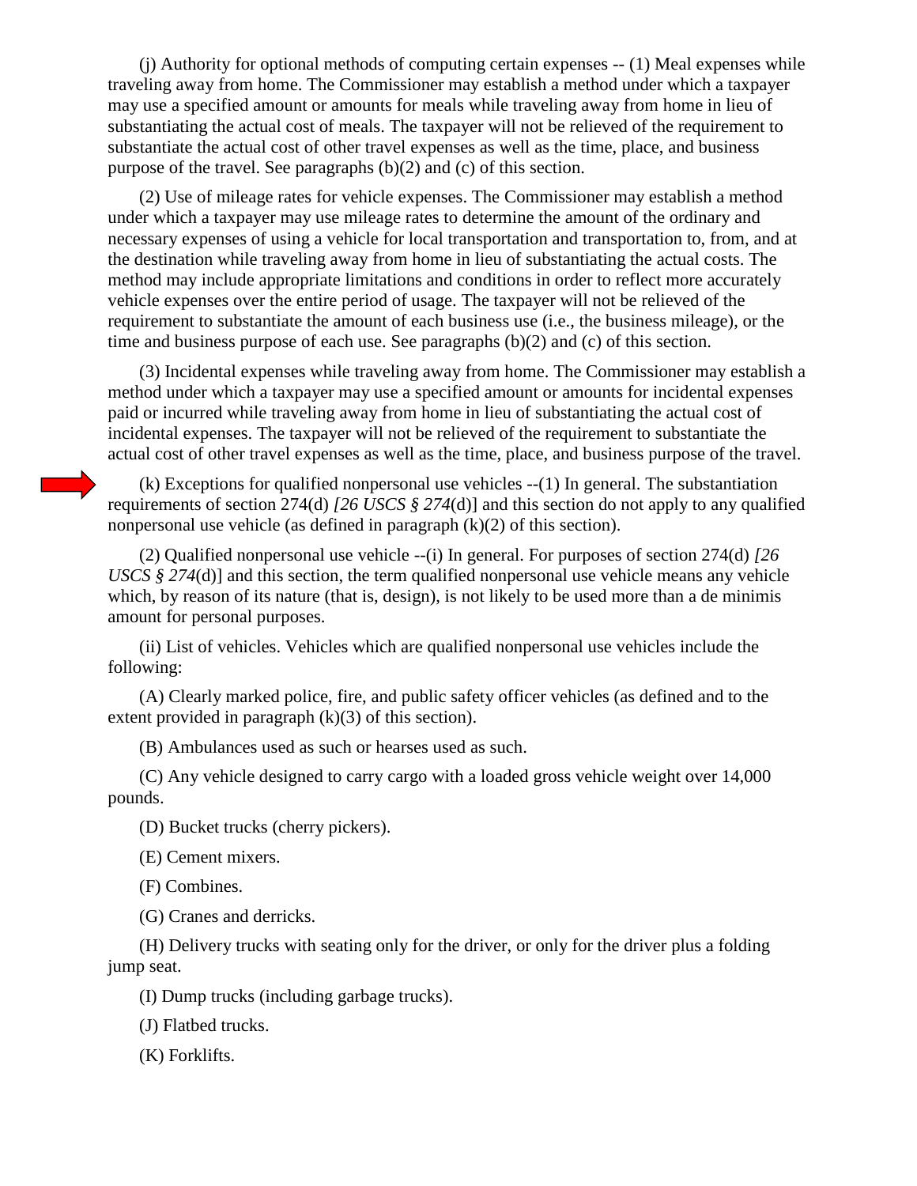(j) Authority for optional methods of computing certain expenses -- (1) Meal expenses while traveling away from home. The Commissioner may establish a method under which a taxpayer may use a specified amount or amounts for meals while traveling away from home in lieu of substantiating the actual cost of meals. The taxpayer will not be relieved of the requirement to substantiate the actual cost of other travel expenses as well as the time, place, and business purpose of the travel. See paragraphs (b)(2) and (c) of this section.

(2) Use of mileage rates for vehicle expenses. The Commissioner may establish a method under which a taxpayer may use mileage rates to determine the amount of the ordinary and necessary expenses of using a vehicle for local transportation and transportation to, from, and at the destination while traveling away from home in lieu of substantiating the actual costs. The method may include appropriate limitations and conditions in order to reflect more accurately vehicle expenses over the entire period of usage. The taxpayer will not be relieved of the requirement to substantiate the amount of each business use (i.e., the business mileage), or the time and business purpose of each use. See paragraphs (b)(2) and (c) of this section.

(3) Incidental expenses while traveling away from home. The Commissioner may establish a method under which a taxpayer may use a specified amount or amounts for incidental expenses paid or incurred while traveling away from home in lieu of substantiating the actual cost of incidental expenses. The taxpayer will not be relieved of the requirement to substantiate the actual cost of other travel expenses as well as the time, place, and business purpose of the travel.

(k) Exceptions for qualified nonpersonal use vehicles --(1) In general. The substantiation requirements of section 274(d) *[26 USCS § 274*(d)] and this section do not apply to any qualified nonpersonal use vehicle (as defined in paragraph (k)(2) of this section).

(2) Qualified nonpersonal use vehicle --(i) In general. For purposes of section 274(d) *[26 USCS § 274*(d)] and this section, the term qualified nonpersonal use vehicle means any vehicle which, by reason of its nature (that is, design), is not likely to be used more than a de minimis amount for personal purposes.

(ii) List of vehicles. Vehicles which are qualified nonpersonal use vehicles include the following:

(A) Clearly marked police, fire, and public safety officer vehicles (as defined and to the extent provided in paragraph (k)(3) of this section).

(B) Ambulances used as such or hearses used as such.

(C) Any vehicle designed to carry cargo with a loaded gross vehicle weight over 14,000 pounds.

(D) Bucket trucks (cherry pickers).

(E) Cement mixers.

(F) Combines.

(G) Cranes and derricks.

(H) Delivery trucks with seating only for the driver, or only for the driver plus a folding jump seat.

(I) Dump trucks (including garbage trucks).

(J) Flatbed trucks.

(K) Forklifts.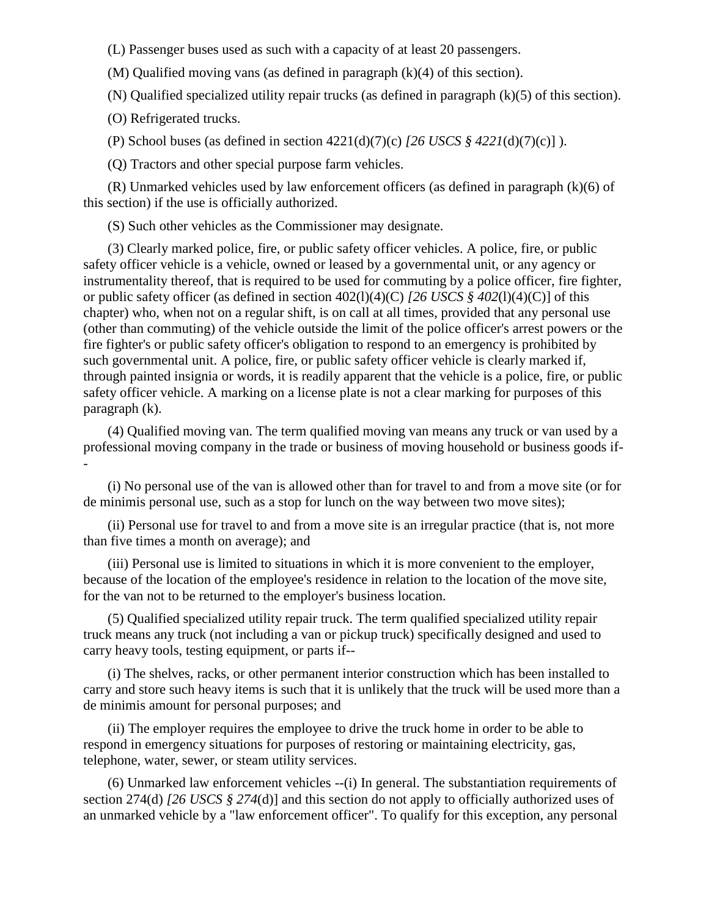(L) Passenger buses used as such with a capacity of at least 20 passengers.

(M) Qualified moving vans (as defined in paragraph (k)(4) of this section).

(N) Qualified specialized utility repair trucks (as defined in paragraph (k)(5) of this section).

(O) Refrigerated trucks.

(P) School buses (as defined in section 4221(d)(7)(c) *[26 USCS § 4221*(d)(7)(c)] ).

(Q) Tractors and other special purpose farm vehicles.

(R) Unmarked vehicles used by law enforcement officers (as defined in paragraph (k)(6) of this section) if the use is officially authorized.

(S) Such other vehicles as the Commissioner may designate.

(3) Clearly marked police, fire, or public safety officer vehicles. A police, fire, or public safety officer vehicle is a vehicle, owned or leased by a governmental unit, or any agency or instrumentality thereof, that is required to be used for commuting by a police officer, fire fighter, or public safety officer (as defined in section 402(l)(4)(C) *[26 USCS § 402*(l)(4)(C)] of this chapter) who, when not on a regular shift, is on call at all times, provided that any personal use (other than commuting) of the vehicle outside the limit of the police officer's arrest powers or the fire fighter's or public safety officer's obligation to respond to an emergency is prohibited by such governmental unit. A police, fire, or public safety officer vehicle is clearly marked if, through painted insignia or words, it is readily apparent that the vehicle is a police, fire, or public safety officer vehicle. A marking on a license plate is not a clear marking for purposes of this paragraph (k).

(4) Qualified moving van. The term qualified moving van means any truck or van used by a professional moving company in the trade or business of moving household or business goods if--

(i) No personal use of the van is allowed other than for travel to and from a move site (or for de minimis personal use, such as a stop for lunch on the way between two move sites);

(ii) Personal use for travel to and from a move site is an irregular practice (that is, not more than five times a month on average); and

(iii) Personal use is limited to situations in which it is more convenient to the employer, because of the location of the employee's residence in relation to the location of the move site, for the van not to be returned to the employer's business location.

(5) Qualified specialized utility repair truck. The term qualified specialized utility repair truck means any truck (not including a van or pickup truck) specifically designed and used to carry heavy tools, testing equipment, or parts if--

(i) The shelves, racks, or other permanent interior construction which has been installed to carry and store such heavy items is such that it is unlikely that the truck will be used more than a de minimis amount for personal purposes; and

(ii) The employer requires the employee to drive the truck home in order to be able to respond in emergency situations for purposes of restoring or maintaining electricity, gas, telephone, water, sewer, or steam utility services.

(6) Unmarked law enforcement vehicles --(i) In general. The substantiation requirements of section 274(d) *[26 USCS § 274*(d)] and this section do not apply to officially authorized uses of an unmarked vehicle by a "law enforcement officer". To qualify for this exception, any personal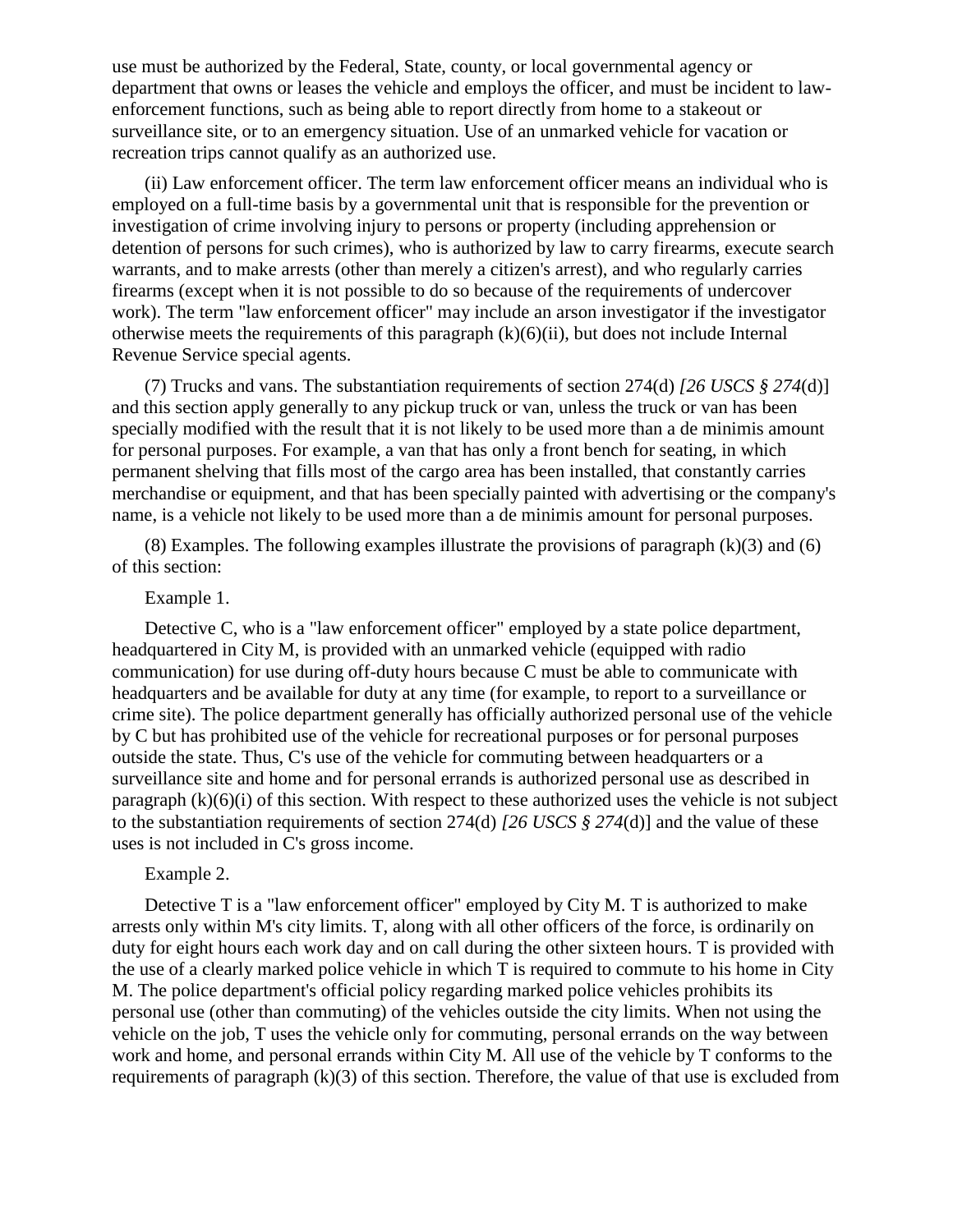use must be authorized by the Federal, State, county, or local governmental agency or department that owns or leases the vehicle and employs the officer, and must be incident to law-enforcement functions, such as being able to report directly from home to a stakeout or surveillance site, or to an emergency situation. Use of an unmarked vehicle for vacation or recreation trips cannot qualify as an authorized use.

(ii) Law enforcement officer. The term law enforcement officer means an individual who is employed on a full-time basis by a governmental unit that is responsible for the prevention or investigation of crime involving injury to persons or property (including apprehension or detention of persons for such crimes), who is authorized by law to carry firearms, execute search warrants, and to make arrests (other than merely a citizen's arrest), and who regularly carries firearms (except when it is not possible to do so because of the requirements of undercover work). The term "law enforcement officer" may include an arson investigator if the investigator otherwise meets the requirements of this paragraph (k)(6)(ii), but does not include Internal Revenue Service special agents.

(7) Trucks and vans. The substantiation requirements of section 274(d) *[26 USCS § 274*(d)] and this section apply generally to any pickup truck or van, unless the truck or van has been specially modified with the result that it is not likely to be used more than a de minimis amount for personal purposes. For example, a van that has only a front bench for seating, in which permanent shelving that fills most of the cargo area has been installed, that constantly carries merchandise or equipment, and that has been specially painted with advertising or the company's name, is a vehicle not likely to be used more than a de minimis amount for personal purposes.

(8) Examples. The following examples illustrate the provisions of paragraph (k)(3) and (6) of this section:

Example 1.

Detective C, who is a "law enforcement officer" employed by a state police department, headquartered in City M, is provided with an unmarked vehicle (equipped with radio communication) for use during off-duty hours because C must be able to communicate with headquarters and be available for duty at any time (for example, to report to a surveillance or crime site). The police department generally has officially authorized personal use of the vehicle by C but has prohibited use of the vehicle for recreational purposes or for personal purposes outside the state. Thus, C's use of the vehicle for commuting between headquarters or a surveillance site and home and for personal errands is authorized personal use as described in paragraph (k)(6)(i) of this section. With respect to these authorized uses the vehicle is not subject to the substantiation requirements of section 274(d) *[26 USCS § 274*(d)] and the value of these uses is not included in C's gross income.

Example 2.

Detective T is a "law enforcement officer" employed by City M. T is authorized to make arrests only within M's city limits. T, along with all other officers of the force, is ordinarily on duty for eight hours each work day and on call during the other sixteen hours. T is provided with the use of a clearly marked police vehicle in which T is required to commute to his home in City M. The police department's official policy regarding marked police vehicles prohibits its personal use (other than commuting) of the vehicles outside the city limits. When not using the vehicle on the job, T uses the vehicle only for commuting, personal errands on the way between work and home, and personal errands within City M. All use of the vehicle by T conforms to the requirements of paragraph (k)(3) of this section. Therefore, the value of that use is excluded from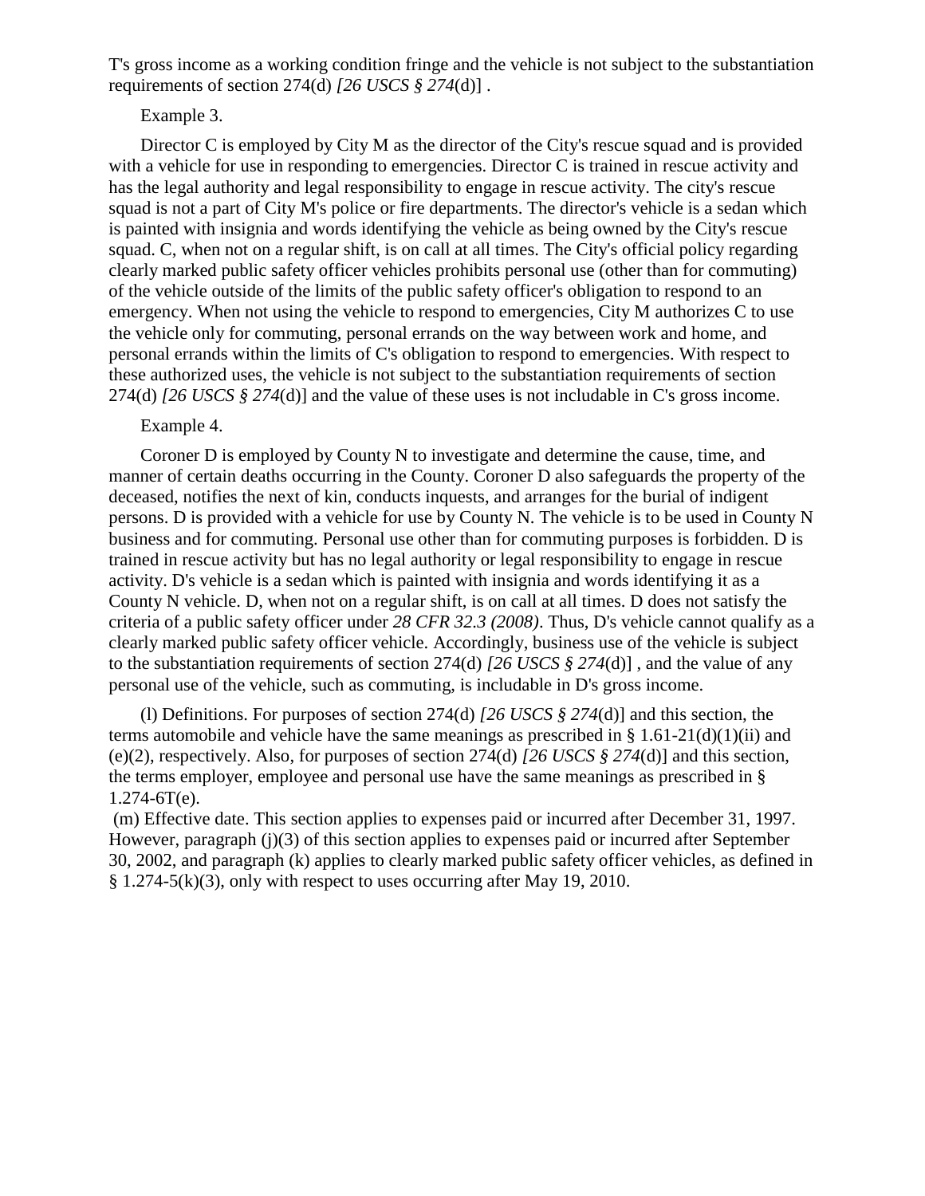T's gross income as a working condition fringe and the vehicle is not subject to the substantiation requirements of section 274(d) *[26 USCS § 274*(d)] .

Example 3.

Director C is employed by City M as the director of the City's rescue squad and is provided with a vehicle for use in responding to emergencies. Director C is trained in rescue activity and has the legal authority and legal responsibility to engage in rescue activity. The city's rescue squad is not a part of City M's police or fire departments. The director's vehicle is a sedan which is painted with insignia and words identifying the vehicle as being owned by the City's rescue squad. C, when not on a regular shift, is on call at all times. The City's official policy regarding clearly marked public safety officer vehicles prohibits personal use (other than for commuting) of the vehicle outside of the limits of the public safety officer's obligation to respond to an emergency. When not using the vehicle to respond to emergencies, City M authorizes C to use the vehicle only for commuting, personal errands on the way between work and home, and personal errands within the limits of C's obligation to respond to emergencies. With respect to these authorized uses, the vehicle is not subject to the substantiation requirements of section 274(d) *[26 USCS § 274*(d)] and the value of these uses is not includable in C's gross income.

Example 4.

Coroner D is employed by County N to investigate and determine the cause, time, and manner of certain deaths occurring in the County. Coroner D also safeguards the property of the deceased, notifies the next of kin, conducts inquests, and arranges for the burial of indigent persons. D is provided with a vehicle for use by County N. The vehicle is to be used in County N business and for commuting. Personal use other than for commuting purposes is forbidden. D is trained in rescue activity but has no legal authority or legal responsibility to engage in rescue activity. D's vehicle is a sedan which is painted with insignia and words identifying it as a County N vehicle. D, when not on a regular shift, is on call at all times. D does not satisfy the criteria of a public safety officer under *28 CFR 32.3 (2008)*. Thus, D's vehicle cannot qualify as a clearly marked public safety officer vehicle. Accordingly, business use of the vehicle is subject to the substantiation requirements of section 274(d) *[26 USCS § 274*(d)] , and the value of any personal use of the vehicle, such as commuting, is includable in D's gross income.

(l) Definitions. For purposes of section 274(d) *[26 USCS § 274*(d)] and this section, the terms automobile and vehicle have the same meanings as prescribed in § 1.61-21(d)(1)(ii) and (e)(2), respectively. Also, for purposes of section 274(d) *[26 USCS § 274*(d)] and this section, the terms employer, employee and personal use have the same meanings as prescribed in § 1.274-6T(e).

(m) Effective date. This section applies to expenses paid or incurred after December 31, 1997. However, paragraph (j)(3) of this section applies to expenses paid or incurred after September 30, 2002, and paragraph (k) applies to clearly marked public safety officer vehicles, as defined in § 1.274-5(k)(3), only with respect to uses occurring after May 19, 2010.